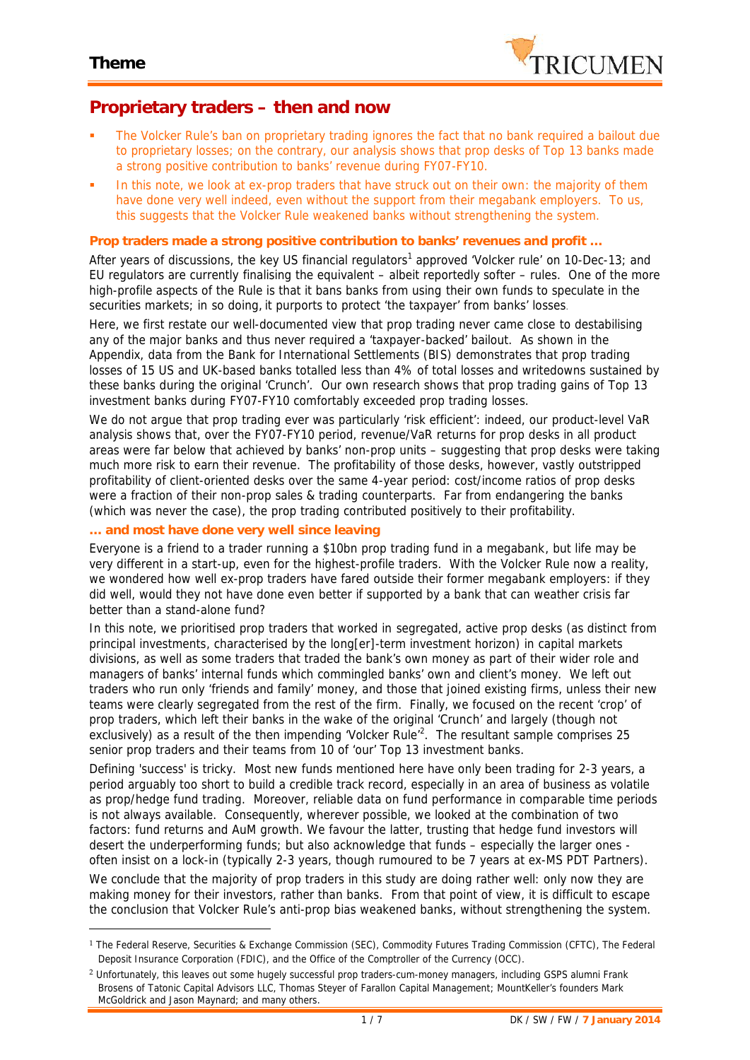# Proprietary traders – then and now

- The Volcker Rule's ban on proprietary trading ignores the fact that no bank required a bailout due to proprietary losses; on the contrary, our analysis shows that prop desks of Top 13 banks made a strong positive contribution to banks' revenue during FY07-FY10.
- In this note, we look at ex-prop traders that have struck out on their own: the majority of them have done very well indeed, even without the support from their megabank employers. To us, this suggests that the Volcker Rule weakened banks without strengthening the system.

## Prop traders made a strong positive contribution to banks' revenues and profit …

After years of discussions, the key US financial regulators[1] approved 'Volcker rule' on 10-Dec-13; and EU regulators are currently finalising the equivalent – albeit reportedly softer – rules. One of the more high-profile aspects of the Rule is that it bans banks from using their own funds to speculate in the securities markets; in so doing, it purports to protect 'the taxpayer' from banks' losses.

Here, we first restate our well-documented view that prop trading never came close to destabilising any of the major banks and thus never required a 'taxpayer-backed' bailout. As shown in the Appendix, data from the Bank for International Settlements (BIS) demonstrates that prop trading losses of 15 US and UK-based banks totalled less than 4% of total losses and writedowns sustained by these banks during the original 'Crunch'. Our own research shows that prop trading gains of Top 13 investment banks during FY07-FY10 comfortably exceeded prop trading losses.

We do not argue that prop trading ever was particularly 'risk efficient': indeed, our product-level VaR analysis shows that, over the FY07-FY10 period, revenue/VaR returns for prop desks in all product areas were far below that achieved by banks' non-prop units – suggesting that prop desks were taking much more risk to earn their revenue. The profitability of those desks, however, vastly outstripped profitability of client-oriented desks over the same 4-year period: cost/income ratios of prop desks were a fraction of their non-prop sales & trading counterparts. Far from endangering the banks (which was never the case), the prop trading contributed positively to their profitability.

## … and most have done very well since leaving

Everyone is a friend to a trader running a $10bn prop trading fund in a megabank, but life may be very different in a start-up, even for the highest-profile traders. With the Volcker Rule now a reality, we wondered how well ex-prop traders have fared outside their former megabank employers: if they did well, would they not have done even better if supported by a bank that can weather crisis far better than a stand-alone fund?

In this note, we prioritised prop traders that worked in segregated, active prop desks (as distinct from principal investments, characterised by the long[er]-term investment horizon) in capital markets divisions, as well as some traders that traded the bank's own money as part of their wider role and managers of banks' internal funds which commingled banks' own and client's money. We left out traders who run only 'friends and family' money, and those that joined existing firms, unless their new teams were clearly segregated from the rest of the firm. Finally, we focused on the recent 'crop' of prop traders, which left their banks in the wake of the original 'Crunch' and largely (though not exclusively) as a result of the then impending 'Volcker Rule'[2]. The resultant sample comprises 25 senior prop traders and their teams from 10 of 'our' Top 13 investment banks.

Defining 'success' is tricky. Most new funds mentioned here have only been trading for 2-3 years, a period arguably too short to build a credible track record, especially in an area of business as volatile as prop/hedge fund trading. Moreover, reliable data on fund performance in comparable time periods is not always available. Consequently, wherever possible, we looked at the combination of two factors: fund returns and AuM growth. We favour the latter, trusting that hedge fund investors will desert the underperforming funds; but also acknowledge that funds – especially the larger ones - often insist on a lock-in (typically 2-3 years, though rumoured to be 7 years at ex-MS PDT Partners).

We conclude that the majority of prop traders in this study are doing rather well: only now they are making money for their investors, rather than banks. From that point of view, it is difficult to escape the conclusion that Volcker Rule's anti-prop bias weakened banks, without strengthening the system.

---

[1] The Federal Reserve, Securities & Exchange Commission (SEC), Commodity Futures Trading Commission (CFTC), The Federal Deposit Insurance Corporation (FDIC), and the Office of the Comptroller of the Currency (OCC).

[2] Unfortunately, this leaves out some hugely successful prop traders-cum-money managers, including GSPS alumni Frank Brosens of Tatonic Capital Advisors LLC, Thomas Steyer of Farallon Capital Management; MountKeller's founders Mark McGoldrick and Jason Maynard; and many others.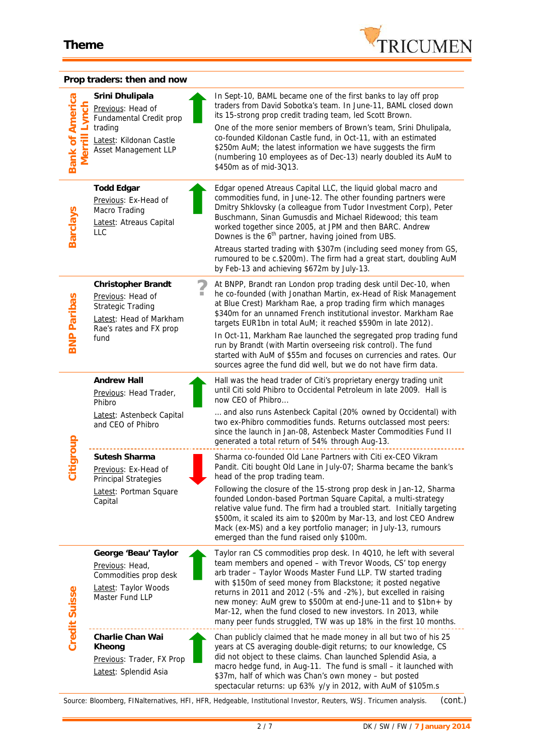## Theme

### Prop traders: then and now

| Bank | Trader | Trend | Comment |
|---|---|---|---|
| Bank of America Merrill Lynch | **Srini Dhulipala** Previous: Head of Fundamental Credit prop trading Latest: Kildonan Castle Asset Management LLP | ↑ | In Sept-10, BAML became one of the first banks to lay off prop traders from David Sobotka's team. In June-11, BAML closed down its 15-strong prop credit trading team, led Scott Brown. One of the more senior members of Brown's team, Srini Dhulipala, co-founded Kildonan Castle fund, in Oct-11, with an estimated \$250m AuM; the latest information we have suggests the firm (numbering 10 employees as of Dec-13) nearly doubled its AuM to \$450m as of mid-3Q13. |
| Barclays | **Todd Edgar** Previous: Ex-Head of Macro Trading Latest: Atreaus Capital LLC | ↑ | Edgar opened Atreaus Capital LLC, the liquid global macro and commodities fund, in June-12. The other founding partners were Dmitry Shklovsky (a colleague from Tudor Investment Corp), Peter Buschmann, Sinan Gumusdis and Michael Ridewood; this team worked together since 2005, at JPM and then BARC. Andrew Downes is the 6th partner, having joined from UBS. Atreaus started trading with \$307m (including seed money from GS, rumoured to be c.\$200m). The firm had a great start, doubling AuM by Feb-13 and achieving \$672m by July-13. |
| BNP Paribas | **Christopher Brandt** Previous: Head of Strategic Trading Latest: Head of Markham Rae's rates and FX prop fund | ? | At BNPP, Brandt ran London prop trading desk until Dec-10, when he co-founded (with Jonathan Martin, ex-Head of Risk Management at Blue Crest) Markham Rae, a prop trading firm which manages \$340m for an unnamed French institutional investor. Markham Rae targets EUR1bn in total AuM; it reached \$590m in late 2012). In Oct-11, Markham Rae launched the segregated prop trading fund run by Brandt (with Martin overseeing risk control). The fund started with AuM of \$55m and focuses on currencies and rates. Our sources agree the fund did well, but we do not have firm data. |
| Citigroup | **Andrew Hall** Previous: Head Trader, Phibro Latest: Astenbeck Capital and CEO of Phibro | ↑ | Hall was the head trader of Citi's proprietary energy trading unit until Citi sold Phibro to Occidental Petroleum in late 2009. Hall is now CEO of Phibro… … and also runs Astenbeck Capital (20% owned by Occidental) with two ex-Phibro commodities funds. Returns outclassed most peers: since the launch in Jan-08, Astenbeck Master Commodities Fund II generated a total return of 54% through Aug-13. |
| Citigroup | **Sutesh Sharma** Previous: Ex-Head of Principal Strategies Latest: Portman Square Capital | ↓ | Sharma co-founded Old Lane Partners with Citi ex-CEO Vikram Pandit. Citi bought Old Lane in July-07; Sharma became the bank's head of the prop trading team. Following the closure of the 15-strong prop desk in Jan-12, Sharma founded London-based Portman Square Capital, a multi-strategy relative value fund. The firm had a troubled start. Initially targeting \$500m, it scaled its aim to \$200m by Mar-13, and lost CEO Andrew Mack (ex-MS) and a key portfolio manager; in July-13, rumours emerged than the fund raised only \$100m. |
| Credit Suisse | **George 'Beau' Taylor** Previous: Head, Commodities prop desk Latest: Taylor Woods Master Fund LLP | ↑ | Taylor ran CS commodities prop desk. In 4Q10, he left with several team members and opened – with Trevor Woods, CS' top energy arb trader – Taylor Woods Master Fund LLP. TW started trading with \$150m of seed money from Blackstone; it posted negative returns in 2011 and 2012 (-5% and -2%), but excelled in raising new money: AuM grew to \$500m at end-June-11 and to \$1bn+ by Mar-12, when the fund closed to new investors. In 2013, while many peer funds struggled, TW was up 18% in the first 10 months. |
| Credit Suisse | **Charlie Chan Wai Kheong** Previous: Trader, FX Prop Latest: Splendid Asia | ↑ | Chan publicly claimed that he made money in all but two of his 25 years at CS averaging double-digit returns; to our knowledge, CS did not object to these claims. Chan launched Splendid Asia, a macro hedge fund, in Aug-11. The fund is small – it launched with \$37m, half of which was Chan's own money – but posted spectacular returns: up 63% y/y in 2012, with AuM of \$105m.s |

Source: Bloomberg, FINalternatives, HFI, HFR, Hedgeable, Institutional Investor, Reuters, WSJ. Tricumen analysis. (cont.)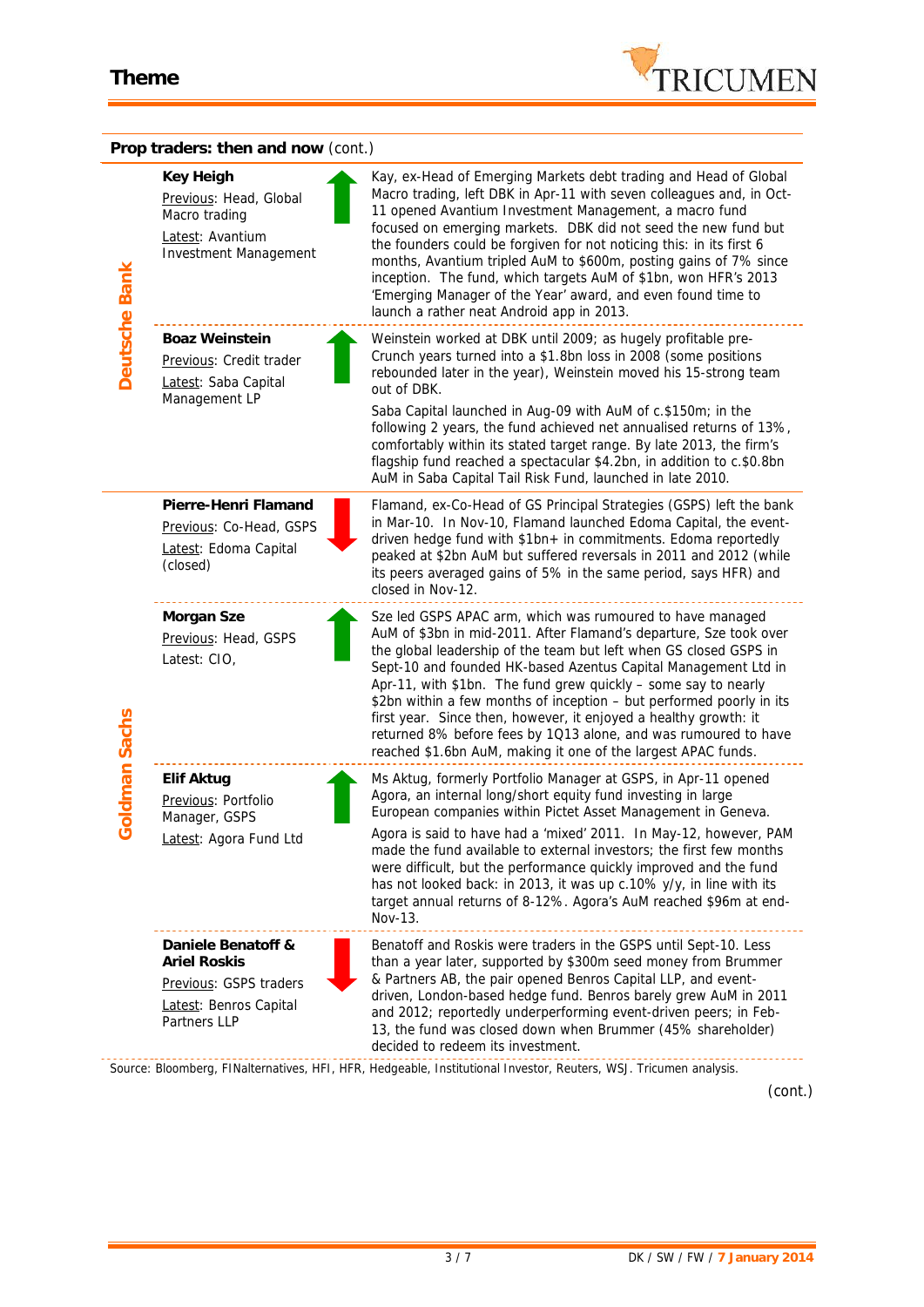## Prop traders: then and now (cont.)

| Bank | Trader | Trend | Details |
|---|---|---|---|
| Deutsche Bank | **Key Heigh**<br>Previous: Head, Global Macro trading<br>Latest: Avantium Investment Management | ↑ | Kay, ex-Head of Emerging Markets debt trading and Head of Global Macro trading, left DBK in Apr-11 with seven colleagues and, in Oct-11 opened Avantium Investment Management, a macro fund focused on emerging markets. DBK did not seed the new fund but the founders could be forgiven for not noticing this: in its first 6 months, Avantium tripled AuM to $600m, posting gains of 7% since inception. The fund, which targets AuM of $1bn, won HFR's 2013 'Emerging Manager of the Year' award, and even found time to launch a rather neat Android app in 2013. |
| Deutsche Bank | **Boaz Weinstein**<br>Previous: Credit trader<br>Latest: Saba Capital Management LP | ↑ | Weinstein worked at DBK until 2009; as hugely profitable pre-Crunch years turned into a $1.8bn loss in 2008 (some positions rebounded later in the year), Weinstein moved his 15-strong team out of DBK.<br><br>Saba Capital launched in Aug-09 with AuM of c.$150m; in the following 2 years, the fund achieved net annualised returns of 13%, comfortably within its stated target range. By late 2013, the firm's flagship fund reached a spectacular $4.2bn, in addition to c.$0.8bn AuM in Saba Capital Tail Risk Fund, launched in late 2010. |
| Goldman Sachs | **Pierre-Henri Flamand**<br>Previous: Co-Head, GSPS<br>Latest: Edoma Capital (closed) | ↓ | Flamand, ex-Co-Head of GS Principal Strategies (GSPS) left the bank in Mar-10. In Nov-10, Flamand launched Edoma Capital, the event-driven hedge fund with $1bn+ in commitments. Edoma reportedly peaked at $2bn AuM but suffered reversals in 2011 and 2012 (while its peers averaged gains of 5% in the same period, says HFR) and closed in Nov-12. |
| Goldman Sachs | **Morgan Sze**<br>Previous: Head, GSPS<br>Latest: CIO, | ↑ | Sze led GSPS APAC arm, which was rumoured to have managed AuM of $3bn in mid-2011. After Flamand's departure, Sze took over the global leadership of the team but left when GS closed GSPS in Sept-10 and founded HK-based Azentus Capital Management Ltd in Apr-11, with $1bn. The fund grew quickly – some say to nearly $2bn within a few months of inception – but performed poorly in its first year. Since then, however, it enjoyed a healthy growth: it returned 8% before fees by 1Q13 alone, and was rumoured to have reached $1.6bn AuM, making it one of the largest APAC funds. |
| Goldman Sachs | **Elif Aktug**<br>Previous: Portfolio Manager, GSPS<br>Latest: Agora Fund Ltd | ↑ | Ms Aktug, formerly Portfolio Manager at GSPS, in Apr-11 opened Agora, an internal long/short equity fund investing in large European companies within Pictet Asset Management in Geneva.<br><br>Agora is said to have had a 'mixed' 2011. In May-12, however, PAM made the fund available to external investors; the first few months were difficult, but the performance quickly improved and the fund has not looked back: in 2013, it was up c.10% y/y, in line with its target annual returns of 8-12%. Agora's AuM reached $96m at end-Nov-13. |
| Goldman Sachs | **Daniele Benatoff & Ariel Roskis**<br>Previous: GSPS traders<br>Latest: Benros Capital Partners LLP | ↓ | Benatoff and Roskis were traders in the GSPS until Sept-10. Less than a year later, supported by $300m seed money from Brummer & Partners AB, the pair opened Benros Capital LLP, and event-driven, London-based hedge fund. Benros barely grew AuM in 2011 and 2012; reportedly underperforming event-driven peers; in Feb-13, the fund was closed down when Brummer (45% shareholder) decided to redeem its investment. |

Source: Bloomberg, FINalternatives, HFI, HFR, Hedgeable, Institutional Investor, Reuters, WSJ. Tricumen analysis.

(cont.)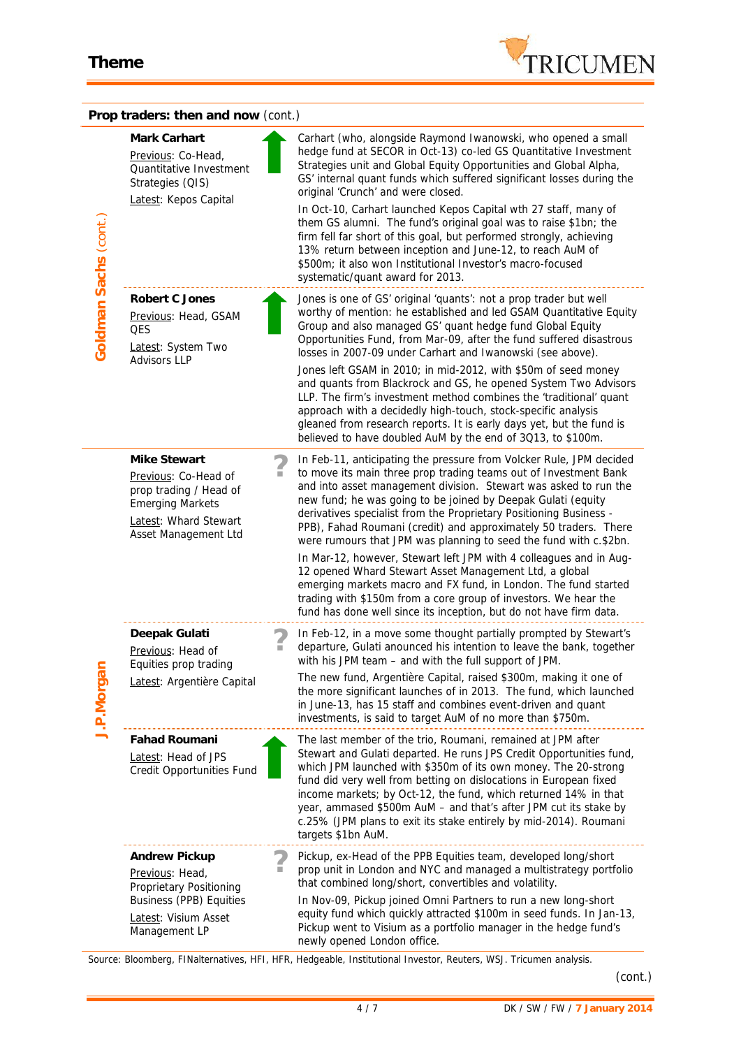## Prop traders: then and now (cont.)

| Bank | Name | Trend | Details |
|---|---|---|---|
| **Goldman Sachs** (cont.) | **Mark Carhart**<br>Previous: Co-Head, Quantitative Investment Strategies (QIS)<br>Latest: Kepos Capital | ↑ | Carhart (who, alongside Raymond Iwanowski, who opened a small hedge fund at SECOR in Oct-13) co-led GS Quantitative Investment Strategies unit and Global Equity Opportunities and Global Alpha, GS' internal quant funds which suffered significant losses during the original 'Crunch' and were closed.<br><br>In Oct-10, Carhart launched Kepos Capital with 27 staff, many of them GS alumni. The fund's original goal was to raise $1bn; the firm fell far short of this goal, but performed strongly, achieving 13% return between inception and June-12, to reach AuM of $500m; it also won Institutional Investor's macro-focused systematic/quant award for 2013. |
| | **Robert C Jones**<br>Previous: Head, GSAM QES<br>Latest: System Two Advisors LLP | ↑ | Jones is one of GS' original 'quants': not a prop trader but well worthy of mention: he established and led GSAM Quantitative Equity Group and also managed GS' quant hedge fund Global Equity Opportunities Fund, from Mar-09, after the fund suffered disastrous losses in 2007-09 under Carhart and Iwanowski (see above).<br><br>Jones left GSAM in 2010; in mid-2012, with $50m of seed money and quants from Blackrock and GS, he opened System Two Advisors LLP. The firm's investment method combines the 'traditional' quant approach with a decidedly high-touch, stock-specific analysis gleaned from research reports. It is early days yet, but the fund is believed to have doubled AuM by the end of 3Q13, to $100m. |
| **J.P.Morgan** | **Mike Stewart**<br>Previous: Co-Head of prop trading / Head of Emerging Markets<br>Latest: Whard Stewart Asset Management Ltd | ? | In Feb-11, anticipating the pressure from Volcker Rule, JPM decided to move its main three prop trading teams out of Investment Bank and into asset management division. Stewart was asked to run the new fund; he was going to be joined by Deepak Gulati (equity derivatives specialist from the Proprietary Positioning Business - PPB), Fahad Roumani (credit) and approximately 50 traders. There were rumours that JPM was planning to seed the fund with c.$2bn.<br><br>In Mar-12, however, Stewart left JPM with 4 colleagues and in Aug-12 opened Whard Stewart Asset Management Ltd, a global emerging markets macro and FX fund, in London. The fund started trading with $150m from a core group of investors. We hear the fund has done well since its inception, but do not have firm data. |
| | **Deepak Gulati**<br>Previous: Head of Equities prop trading<br>Latest: Argentière Capital | ? | In Feb-12, in a move some thought partially prompted by Stewart's departure, Gulati anounced his intention to leave the bank, together with his JPM team – and with the full support of JPM.<br><br>The new fund, Argentière Capital, raised $300m, making it one of the more significant launches of in 2013. The fund, which launched in June-13, has 15 staff and combines event-driven and quant investments, is said to target AuM of no more than $750m. |
| | **Fahad Roumani**<br>Latest: Head of JPS Credit Opportunities Fund | ↑ | The last member of the trio, Roumani, remained at JPM after Stewart and Gulati departed. He runs JPS Credit Opportunities fund, which JPM launched with $350m of its own money. The 20-strong fund did very well from betting on dislocations in European fixed income markets; by Oct-12, the fund, which returned 14% in that year, ammased $500m AuM – and that's after JPM cut its stake by c.25% (JPM plans to exit its stake entirely by mid-2014). Roumani targets $1bn AuM. |
| | **Andrew Pickup**<br>Previous: Head, Proprietary Positioning Business (PPB) Equities<br>Latest: Visium Asset Management LP | ? | Pickup, ex-Head of the PPB Equities team, developed long/short prop unit in London and NYC and managed a multistrategy portfolio that combined long/short, convertibles and volatility.<br><br>In Nov-09, Pickup joined Omni Partners to run a new long-short equity fund which quickly attracted $100m in seed funds. In Jan-13, Pickup went to Visium as a portfolio manager in the hedge fund's newly opened London office. |

Source: Bloomberg, FINalternatives, HFI, HFR, Hedgeable, Institutional Investor, Reuters, WSJ. Tricumen analysis.

(cont.)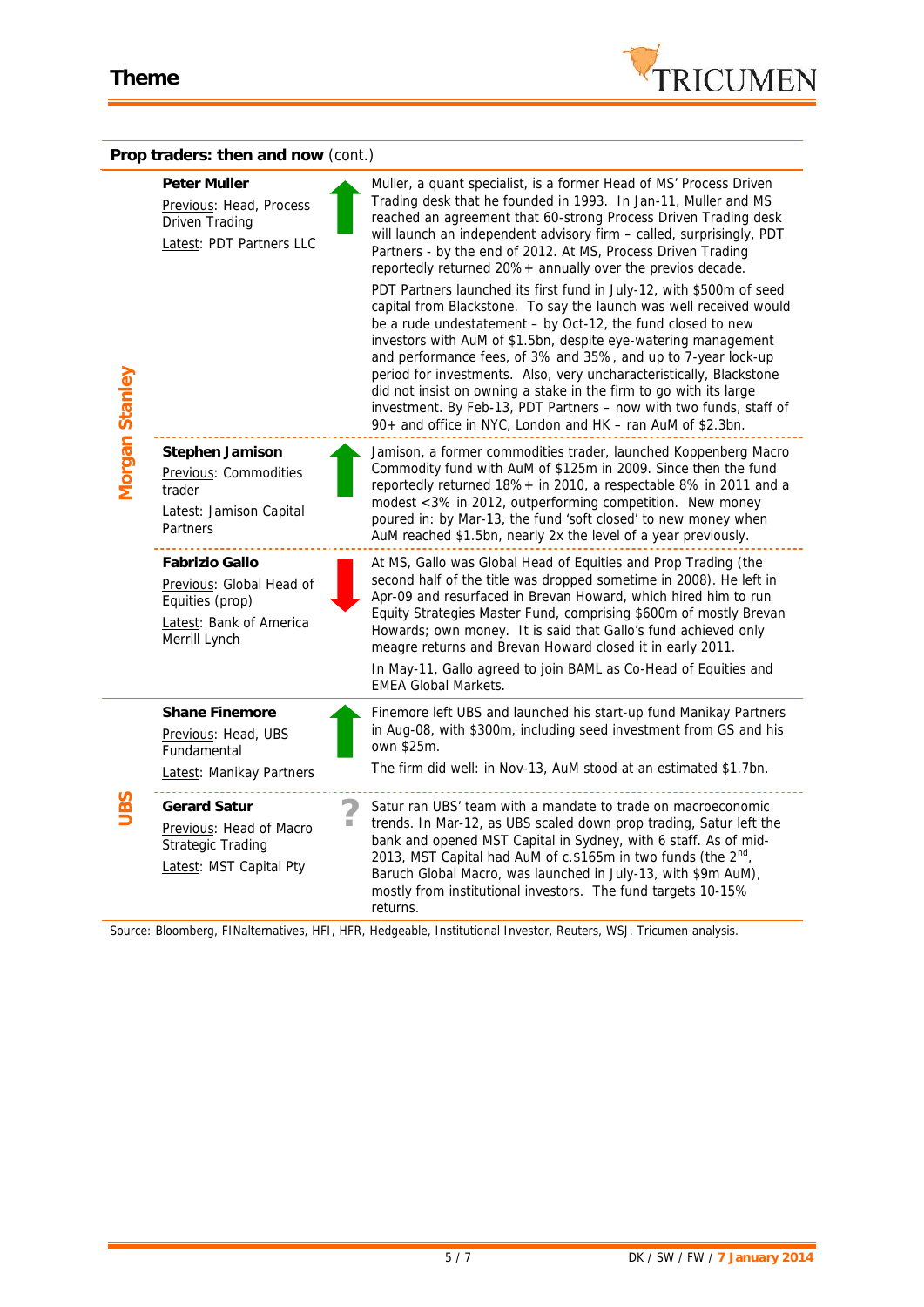## Prop traders: then and now (cont.)

| Bank | Trader | Trend | Details |
|---|---|---|---|
| Morgan Stanley | **Peter Muller**<br>Previous: Head, Process Driven Trading<br>Latest: PDT Partners LLC | ↑ | Muller, a quant specialist, is a former Head of MS' Process Driven Trading desk that he founded in 1993. In Jan-11, Muller and MS reached an agreement that 60-strong Process Driven Trading desk will launch an independent advisory firm – called, surprisingly, PDT Partners - by the end of 2012. At MS, Process Driven Trading reportedly returned 20%+ annually over the previos decade.<br><br>PDT Partners launched its first fund in July-12, with $500m of seed capital from Blackstone. To say the launch was well received would be a rude undestatement – by Oct-12, the fund closed to new investors with AuM of $1.5bn, despite eye-watering management and performance fees, of 3% and 35%, and up to 7-year lock-up period for investments. Also, very uncharacteristically, Blackstone did not insist on owning a stake in the firm to go with its large investment. By Feb-13, PDT Partners – now with two funds, staff of 90+ and office in NYC, London and HK – ran AuM of $2.3bn. |
| Morgan Stanley | **Stephen Jamison**<br>Previous: Commodities trader<br>Latest: Jamison Capital Partners | ↑ | Jamison, a former commodities trader, launched Koppenberg Macro Commodity fund with AuM of $125m in 2009. Since then the fund reportedly returned 18%+ in 2010, a respectable 8% in 2011 and a modest <3% in 2012, outperforming competition. New money poured in: by Mar-13, the fund 'soft closed' to new money when AuM reached $1.5bn, nearly 2x the level of a year previously. |
| Morgan Stanley | **Fabrizio Gallo**<br>Previous: Global Head of Equities (prop)<br>Latest: Bank of America Merrill Lynch | ↓ | At MS, Gallo was Global Head of Equities and Prop Trading (the second half of the title was dropped sometime in 2008). He left in Apr-09 and resurfaced in Brevan Howard, which hired him to run Equity Strategies Master Fund, comprising $600m of mostly Brevan Howards; own money. It is said that Gallo's fund achieved only meagre returns and Brevan Howard closed it in early 2011.<br><br>In May-11, Gallo agreed to join BAML as Co-Head of Equities and EMEA Global Markets. |
| UBS | **Shane Finemore**<br>Previous: Head, UBS Fundamental<br>Latest: Manikay Partners | ↑ | Finemore left UBS and launched his start-up fund Manikay Partners in Aug-08, with $300m, including seed investment from GS and his own $25m.<br><br>The firm did well: in Nov-13, AuM stood at an estimated $1.7bn. |
| UBS | **Gerard Satur**<br>Previous: Head of Macro Strategic Trading<br>Latest: MST Capital Pty | ? | Satur ran UBS' team with a mandate to trade on macroeconomic trends. In Mar-12, as UBS scaled down prop trading, Satur left the bank and opened MST Capital in Sydney, with 6 staff. As of mid-2013, MST Capital had AuM of c.$165m in two funds (the 2nd, Baruch Global Macro, was launched in July-13, with $9m AuM), mostly from institutional investors. The fund targets 10-15% returns. |

Source: Bloomberg, FINalternatives, HFI, HFR, Hedgeable, Institutional Investor, Reuters, WSJ. Tricumen analysis.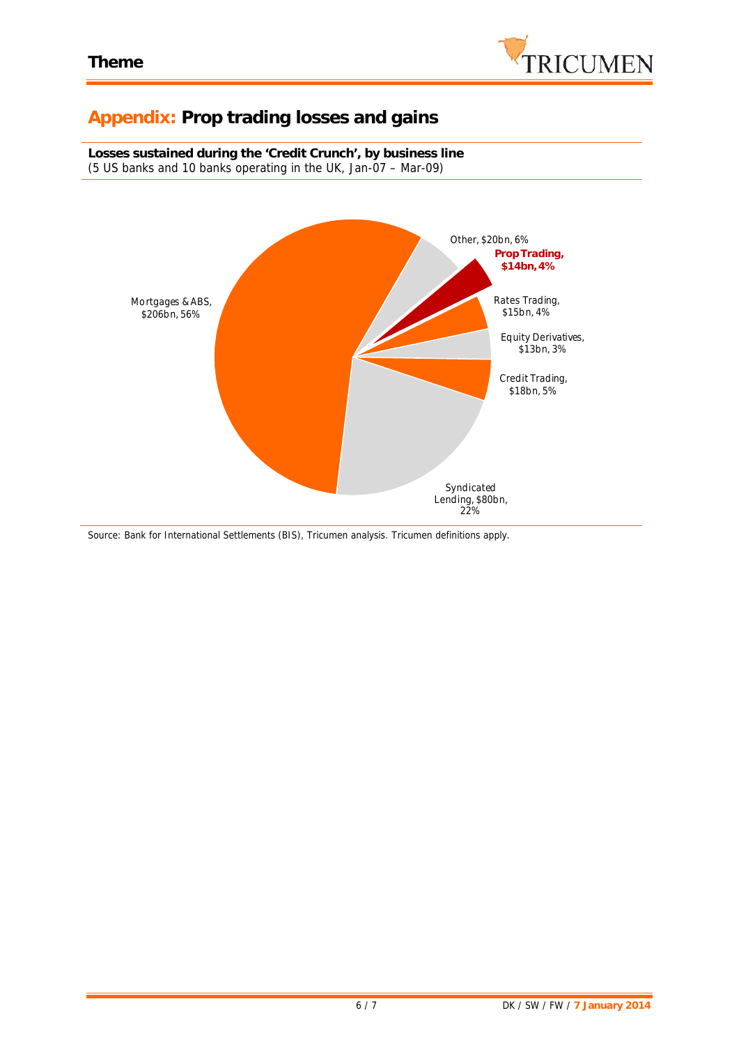## Appendix: Prop trading losses and gains

**Losses sustained during the 'Credit Crunch', by business line**
(5 US banks and 10 banks operating in the UK, Jan-07 – Mar-09)

Mortgages & ABS, $206bn, 56%

Other, $20bn, 6%

**Prop Trading, $14bn, 4%**

Rates Trading, $15bn, 4%

Equity Derivatives, $13bn, 3%

Credit Trading, $18bn, 5%

Syndicated Lending, $80bn, 22%

Source: Bank for International Settlements (BIS), Tricumen analysis. Tricumen definitions apply.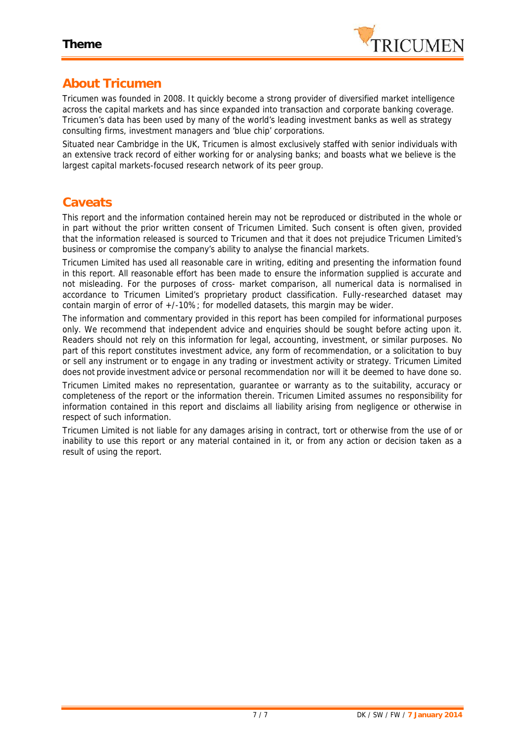## About Tricumen

Tricumen was founded in 2008. It quickly become a strong provider of diversified market intelligence across the capital markets and has since expanded into transaction and corporate banking coverage. Tricumen's data has been used by many of the world's leading investment banks as well as strategy consulting firms, investment managers and 'blue chip' corporations.

Situated near Cambridge in the UK, Tricumen is almost exclusively staffed with senior individuals with an extensive track record of either working for or analysing banks; and boasts what we believe is the largest capital markets-focused research network of its peer group.

## Caveats

This report and the information contained herein may not be reproduced or distributed in the whole or in part without the prior written consent of Tricumen Limited. Such consent is often given, provided that the information released is sourced to Tricumen and that it does not prejudice Tricumen Limited's business or compromise the company's ability to analyse the financial markets.

Tricumen Limited has used all reasonable care in writing, editing and presenting the information found in this report. All reasonable effort has been made to ensure the information supplied is accurate and not misleading. For the purposes of cross- market comparison, all numerical data is normalised in accordance to Tricumen Limited's proprietary product classification. Fully-researched dataset may contain margin of error of +/-10%; for modelled datasets, this margin may be wider.

The information and commentary provided in this report has been compiled for informational purposes only. We recommend that independent advice and enquiries should be sought before acting upon it. Readers should not rely on this information for legal, accounting, investment, or similar purposes. No part of this report constitutes investment advice, any form of recommendation, or a solicitation to buy or sell any instrument or to engage in any trading or investment activity or strategy. Tricumen Limited does not provide investment advice or personal recommendation nor will it be deemed to have done so.

Tricumen Limited makes no representation, guarantee or warranty as to the suitability, accuracy or completeness of the report or the information therein. Tricumen Limited assumes no responsibility for information contained in this report and disclaims all liability arising from negligence or otherwise in respect of such information.

Tricumen Limited is not liable for any damages arising in contract, tort or otherwise from the use of or inability to use this report or any material contained in it, or from any action or decision taken as a result of using the report.